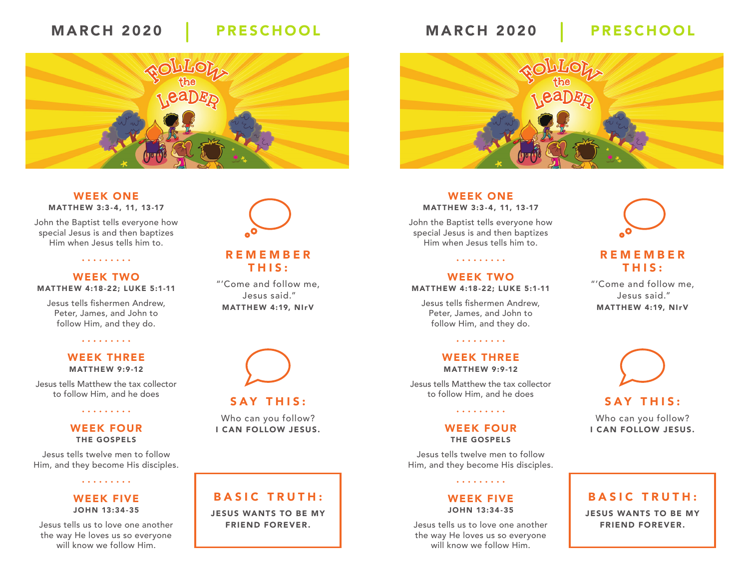# MARCH 2020 | PRESCHOOL

## WEEK ONE
**MATTHEW 3:3-4, 11, 13-17**

John the Baptist tells everyone how special Jesus is and then baptizes Him when Jesus tells him to.

## WEEK TWO
**MATTHEW 4:18-22; LUKE 5:1-11**

Jesus tells fishermen Andrew, Peter, James, and John to follow Him, and they do.

## WEEK THREE
**MATTHEW 9:9-12**

Jesus tells Matthew the tax collector to follow Him, and he does

## WEEK FOUR
**THE GOSPELS**

Jesus tells twelve men to follow Him, and they become His disciples.

## WEEK FIVE
**JOHN 13:34-35**

Jesus tells us to love one another the way He loves us so everyone will know we follow Him.

## REMEMBER THIS:

"'Come and follow me, Jesus said."
**MATTHEW 4:19, NIrV**

## SAY THIS:

Who can you follow?
**I CAN FOLLOW JESUS.**

## BASIC TRUTH:

**JESUS WANTS TO BE MY FRIEND FOREVER.**

# MARCH 2020 | PRESCHOOL

## WEEK ONE
**MATTHEW 3:3-4, 11, 13-17**

John the Baptist tells everyone how special Jesus is and then baptizes Him when Jesus tells him to.

## WEEK TWO
**MATTHEW 4:18-22; LUKE 5:1-11**

Jesus tells fishermen Andrew, Peter, James, and John to follow Him, and they do.

## WEEK THREE
**MATTHEW 9:9-12**

Jesus tells Matthew the tax collector to follow Him, and he does

## WEEK FOUR
**THE GOSPELS**

Jesus tells twelve men to follow Him, and they become His disciples.

## WEEK FIVE
**JOHN 13:34-35**

Jesus tells us to love one another the way He loves us so everyone will know we follow Him.

## REMEMBER THIS:

"'Come and follow me, Jesus said."
**MATTHEW 4:19, NIrV**

## SAY THIS:

Who can you follow?
**I CAN FOLLOW JESUS.**

## BASIC TRUTH:

**JESUS WANTS TO BE MY FRIEND FOREVER.**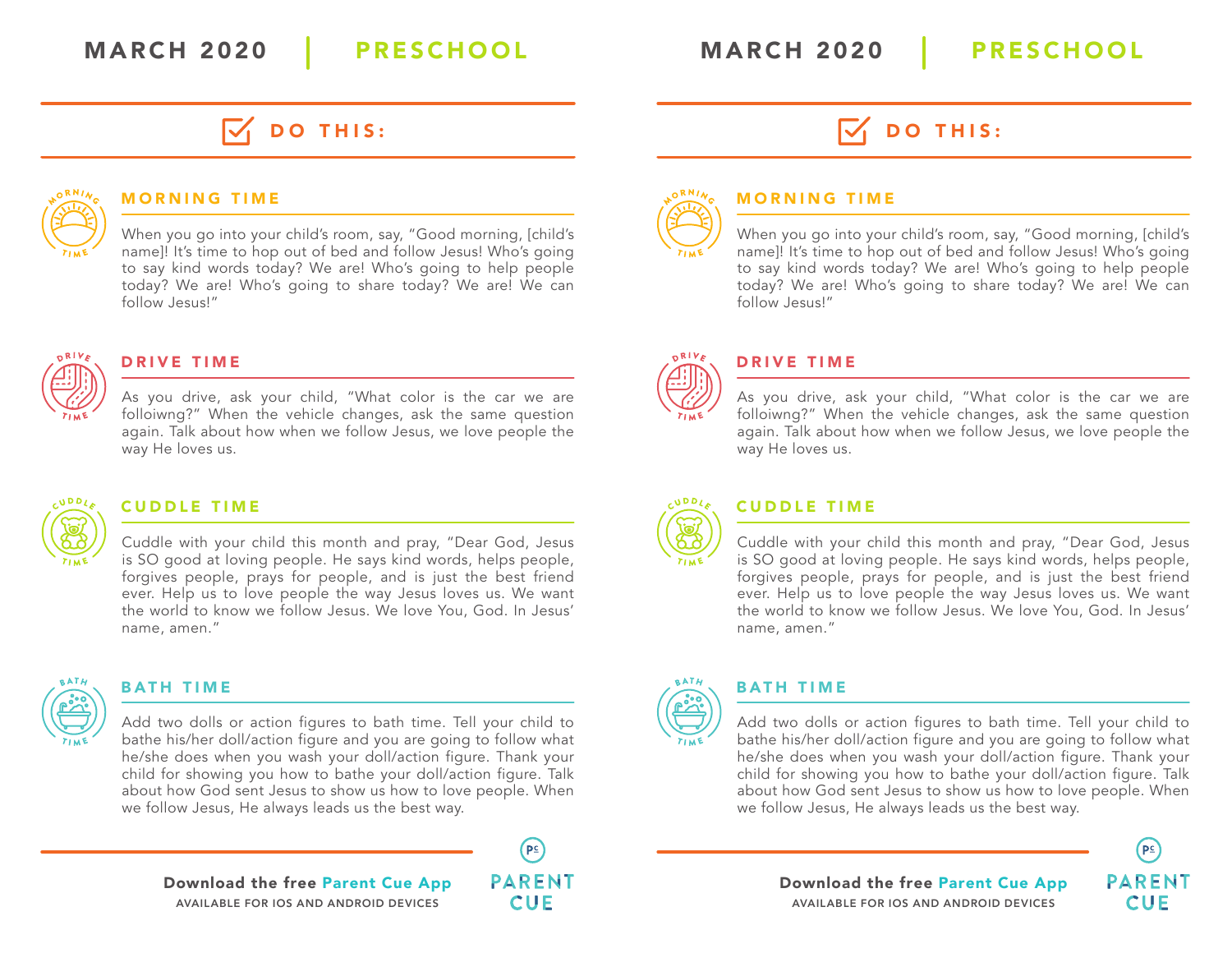# MARCH 2020 | PRESCHOOL

## DO THIS:

### MORNING TIME

When you go into your child's room, say, "Good morning, [child's name]! It's time to hop out of bed and follow Jesus! Who's going to say kind words today? We are! Who's going to help people today? We are! Who's going to share today? We are! We can follow Jesus!"

### DRIVE TIME

As you drive, ask your child, "What color is the car we are folloiwng?" When the vehicle changes, ask the same question again. Talk about how when we follow Jesus, we love people the way He loves us.

### CUDDLE TIME

Cuddle with your child this month and pray, "Dear God, Jesus is SO good at loving people. He says kind words, helps people, forgives people, prays for people, and is just the best friend ever. Help us to love people the way Jesus loves us. We want the world to know we follow Jesus. We love You, God. In Jesus' name, amen."

### BATH TIME

Add two dolls or action figures to bath time. Tell your child to bathe his/her doll/action figure and you are going to follow what he/she does when you wash your doll/action figure. Thank your child for showing you how to bathe your doll/action figure. Talk about how God sent Jesus to show us how to love people. When we follow Jesus, He always leads us the best way.

**Download the free Parent Cue App**
AVAILABLE FOR IOS AND ANDROID DEVICES

PARENT CUE

# MARCH 2020 | PRESCHOOL

## DO THIS:

### MORNING TIME

When you go into your child's room, say, "Good morning, [child's name]! It's time to hop out of bed and follow Jesus! Who's going to say kind words today? We are! Who's going to help people today? We are! Who's going to share today? We are! We can follow Jesus!"

### DRIVE TIME

As you drive, ask your child, "What color is the car we are folloiwng?" When the vehicle changes, ask the same question again. Talk about how when we follow Jesus, we love people the way He loves us.

### CUDDLE TIME

Cuddle with your child this month and pray, "Dear God, Jesus is SO good at loving people. He says kind words, helps people, forgives people, prays for people, and is just the best friend ever. Help us to love people the way Jesus loves us. We want the world to know we follow Jesus. We love You, God. In Jesus' name, amen."

### BATH TIME

Add two dolls or action figures to bath time. Tell your child to bathe his/her doll/action figure and you are going to follow what he/she does when you wash your doll/action figure. Thank your child for showing you how to bathe your doll/action figure. Talk about how God sent Jesus to show us how to love people. When we follow Jesus, He always leads us the best way.

**Download the free Parent Cue App**
AVAILABLE FOR IOS AND ANDROID DEVICES

PARENT CUE